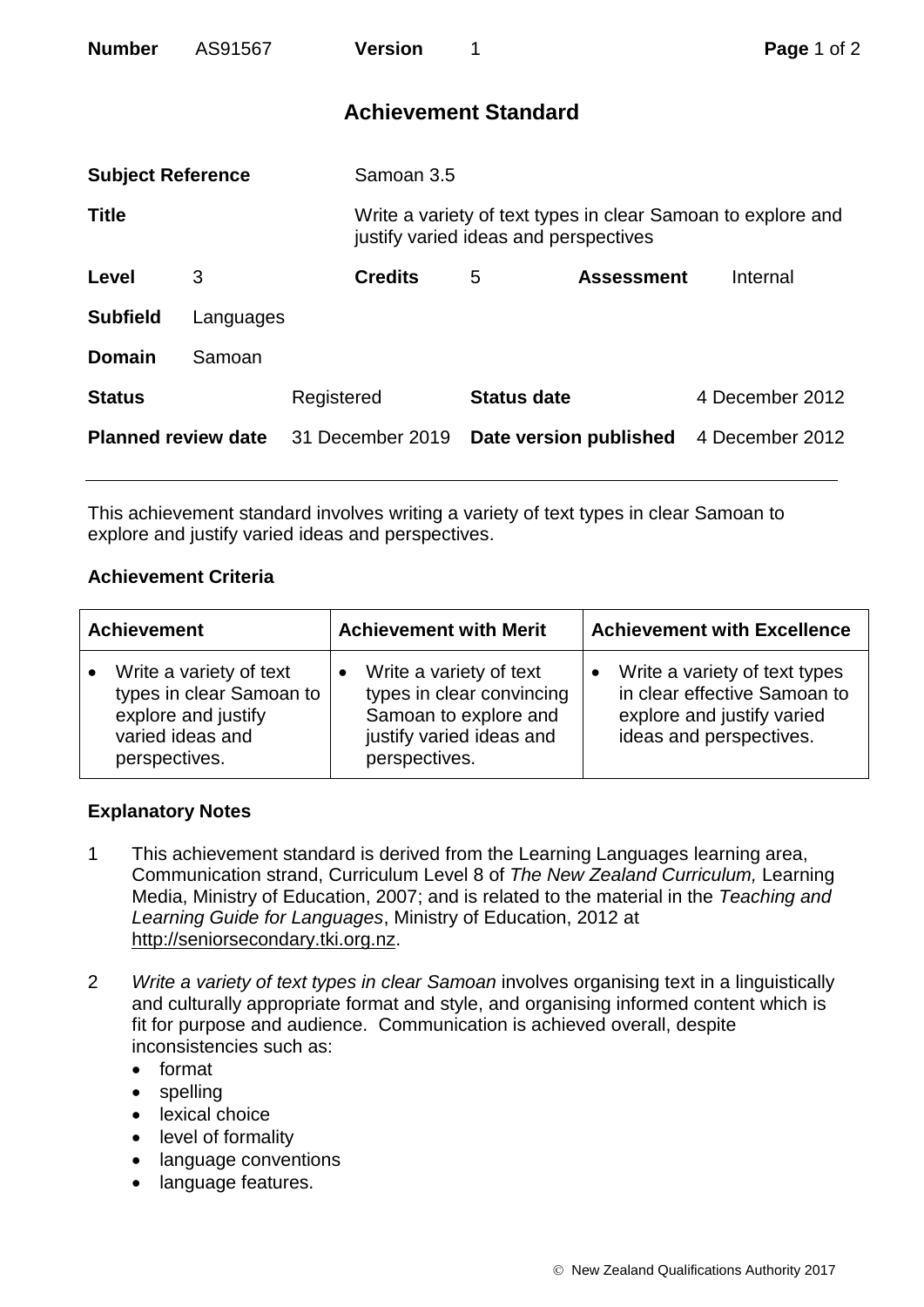| **Number** | AS91567 | **Version** | 1 |
|---|---|---|---|

# Achievement Standard

| | | | | | |
|---|---|---|---|---|---|
| **Subject Reference** | | Samoan 3.5 | | | |
| **Title** | | Write a variety of text types in clear Samoan to explore and justify varied ideas and perspectives | | | |
| **Level** | 3 | **Credits** | 5 | **Assessment** | Internal |
| **Subfield** | Languages | | | | |
| **Domain** | Samoan | | | | |
| **Status** | | Registered | **Status date** | | 4 December 2012 |
| **Planned review date** | | 31 December 2019 | **Date version published** | | 4 December 2012 |

---

This achievement standard involves writing a variety of text types in clear Samoan to explore and justify varied ideas and perspectives.

## Achievement Criteria

| Achievement | Achievement with Merit | Achievement with Excellence |
|---|---|---|
| • Write a variety of text types in clear Samoan to explore and justify varied ideas and perspectives. | • Write a variety of text types in clear convincing Samoan to explore and justify varied ideas and perspectives. | • Write a variety of text types in clear effective Samoan to explore and justify varied ideas and perspectives. |

## Explanatory Notes

1. This achievement standard is derived from the Learning Languages learning area, Communication strand, Curriculum Level 8 of *The New Zealand Curriculum,* Learning Media, Ministry of Education, 2007; and is related to the material in the *Teaching and Learning Guide for Languages*, Ministry of Education, 2012 at http://seniorsecondary.tki.org.nz.

2. *Write a variety of text types in clear Samoan* involves organising text in a linguistically and culturally appropriate format and style, and organising informed content which is fit for purpose and audience. Communication is achieved overall, despite inconsistencies such as:
   - format
   - spelling
   - lexical choice
   - level of formality
   - language conventions
   - language features.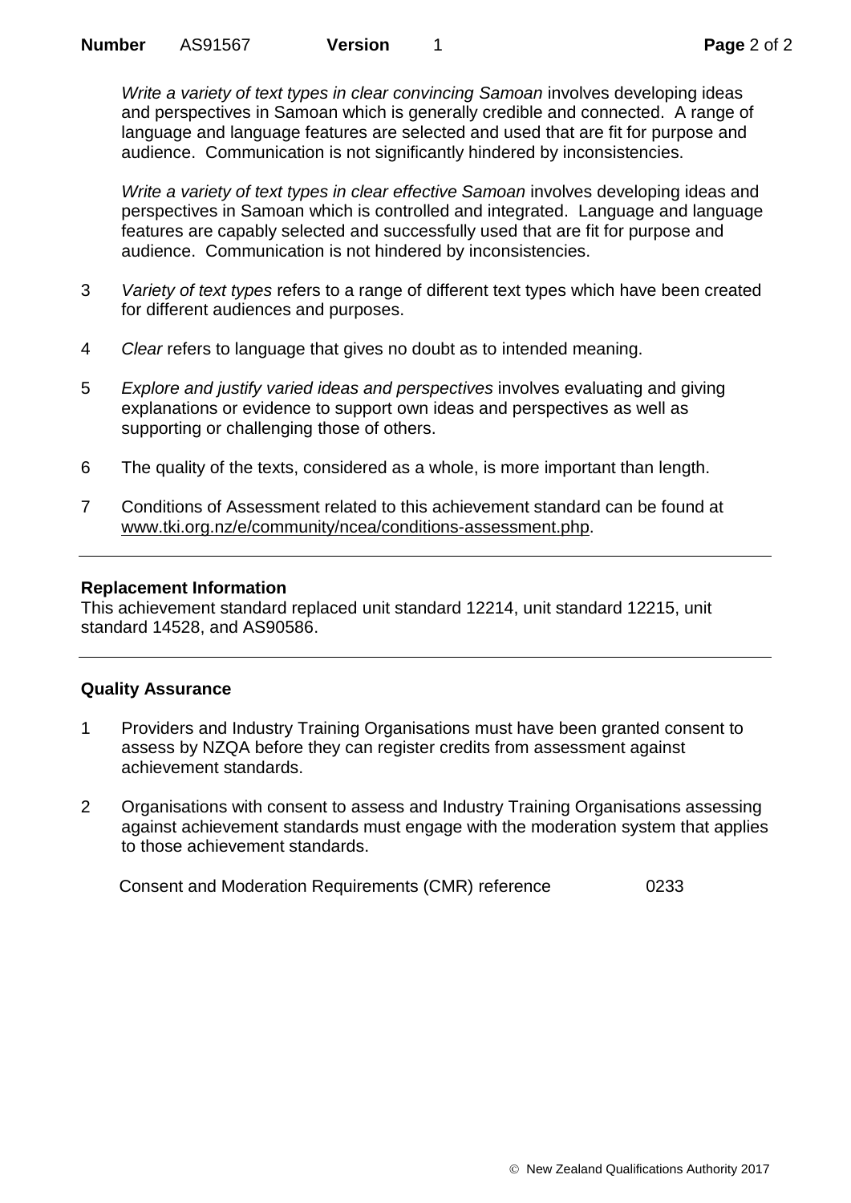*Write a variety of text types in clear convincing Samoan* involves developing ideas and perspectives in Samoan which is generally credible and connected. A range of language and language features are selected and used that are fit for purpose and audience. Communication is not significantly hindered by inconsistencies.

*Write a variety of text types in clear effective Samoan* involves developing ideas and perspectives in Samoan which is controlled and integrated. Language and language features are capably selected and successfully used that are fit for purpose and audience. Communication is not hindered by inconsistencies.

3. *Variety of text types* refers to a range of different text types which have been created for different audiences and purposes.

4. *Clear* refers to language that gives no doubt as to intended meaning.

5. *Explore and justify varied ideas and perspectives* involves evaluating and giving explanations or evidence to support own ideas and perspectives as well as supporting or challenging those of others.

6. The quality of the texts, considered as a whole, is more important than length.

7. Conditions of Assessment related to this achievement standard can be found at www.tki.org.nz/e/community/ncea/conditions-assessment.php.

---

**Replacement Information**
This achievement standard replaced unit standard 12214, unit standard 12215, unit standard 14528, and AS90586.

---

**Quality Assurance**

1. Providers and Industry Training Organisations must have been granted consent to assess by NZQA before they can register credits from assessment against achievement standards.

2. Organisations with consent to assess and Industry Training Organisations assessing against achievement standards must engage with the moderation system that applies to those achievement standards.

Consent and Moderation Requirements (CMR) reference 0233

© New Zealand Qualifications Authority 2017